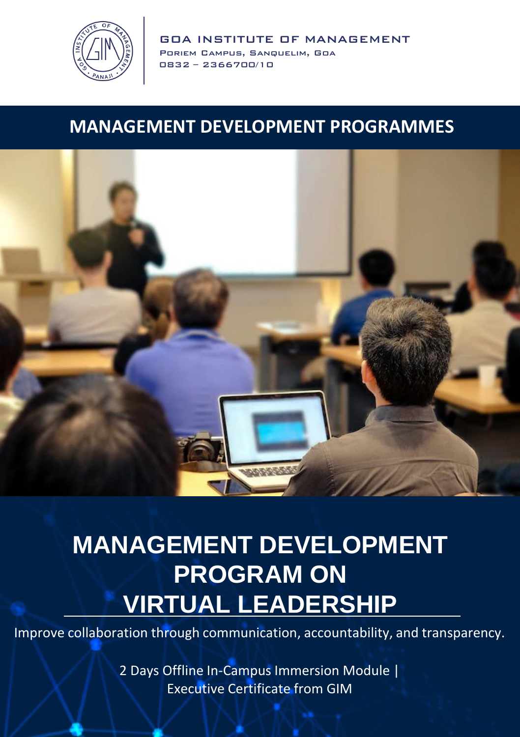GOA INSTITUTE OF MANAGEMENT
Poriem Campus, Sanquelim, Goa
0832 – 2366700/10

## MANAGEMENT DEVELOPMENT PROGRAMMES

# MANAGEMENT DEVELOPMENT PROGRAM ON VIRTUAL LEADERSHIP

Improve collaboration through communication, accountability, and transparency.

2 Days Offline In-Campus Immersion Module |
Executive Certificate from GIM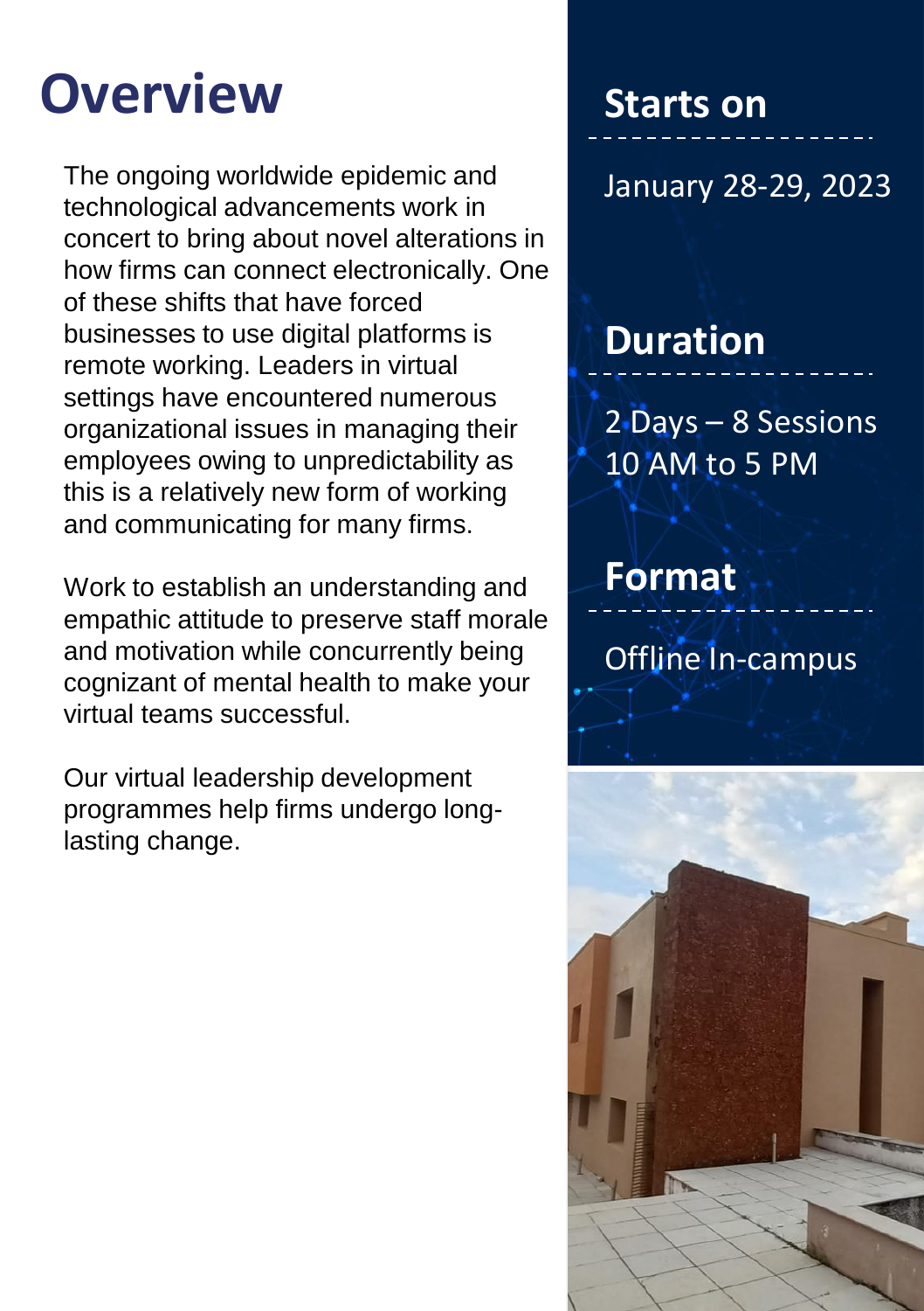# Overview

The ongoing worldwide epidemic and technological advancements work in concert to bring about novel alterations in how firms can connect electronically. One of these shifts that have forced businesses to use digital platforms is remote working. Leaders in virtual settings have encountered numerous organizational issues in managing their employees owing to unpredictability as this is a relatively new form of working and communicating for many firms.

Work to establish an understanding and empathic attitude to preserve staff morale and motivation while concurrently being cognizant of mental health to make your virtual teams successful.

Our virtual leadership development programmes help firms undergo long-lasting change.

## Starts on

January 28-29, 2023

## Duration

2 Days – 8 Sessions
10 AM to 5 PM

## Format

Offline In-campus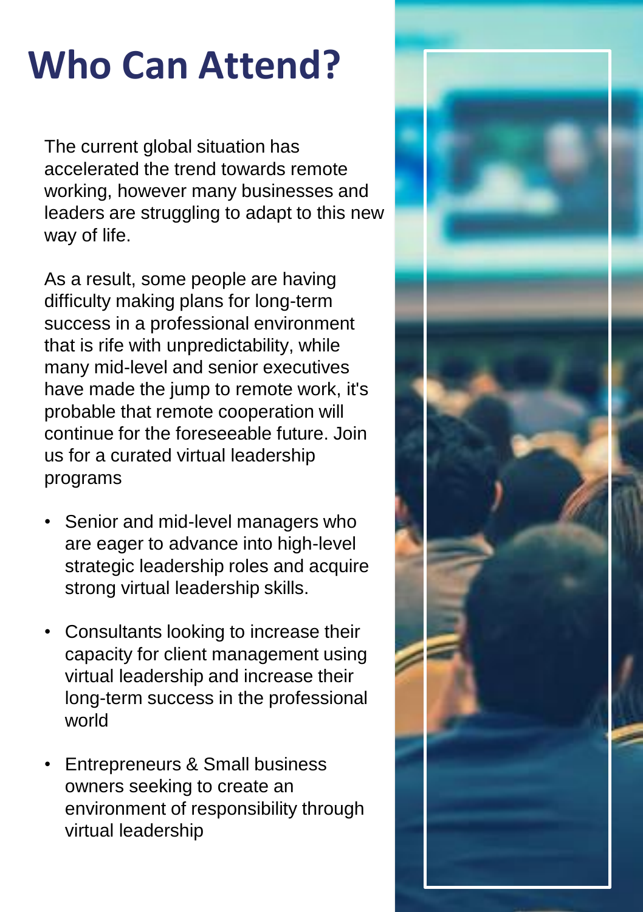# Who Can Attend?

The current global situation has accelerated the trend towards remote working, however many businesses and leaders are struggling to adapt to this new way of life.

As a result, some people are having difficulty making plans for long-term success in a professional environment that is rife with unpredictability, while many mid-level and senior executives have made the jump to remote work, it's probable that remote cooperation will continue for the foreseeable future. Join us for a curated virtual leadership programs

- Senior and mid-level managers who are eager to advance into high-level strategic leadership roles and acquire strong virtual leadership skills.
- Consultants looking to increase their capacity for client management using virtual leadership and increase their long-term success in the professional world
- Entrepreneurs & Small business owners seeking to create an environment of responsibility through virtual leadership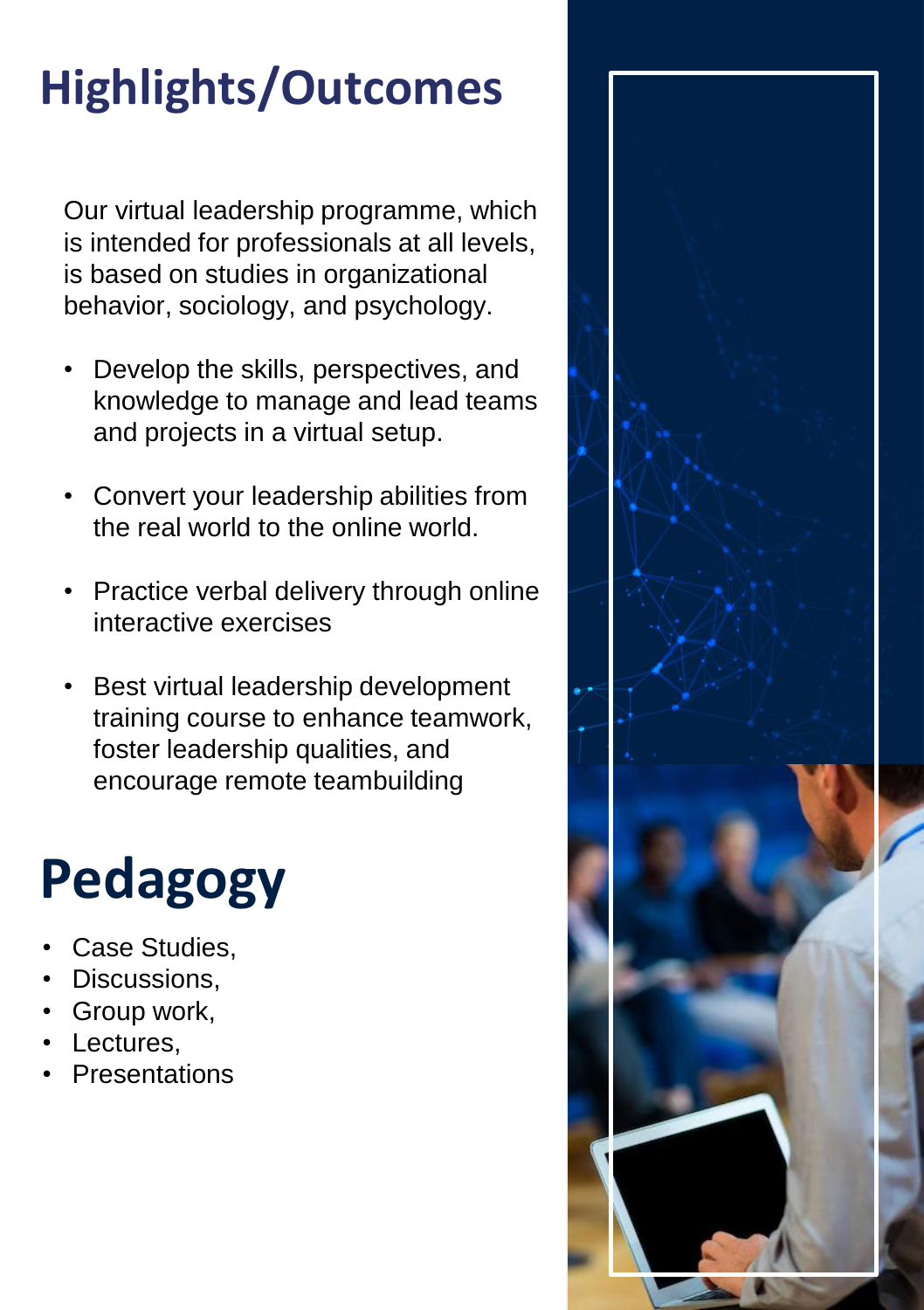# Highlights/Outcomes

Our virtual leadership programme, which is intended for professionals at all levels, is based on studies in organizational behavior, sociology, and psychology.

- Develop the skills, perspectives, and knowledge to manage and lead teams and projects in a virtual setup.
- Convert your leadership abilities from the real world to the online world.
- Practice verbal delivery through online interactive exercises
- Best virtual leadership development training course to enhance teamwork, foster leadership qualities, and encourage remote teambuilding

# Pedagogy

- Case Studies,
- Discussions,
- Group work,
- Lectures,
- Presentations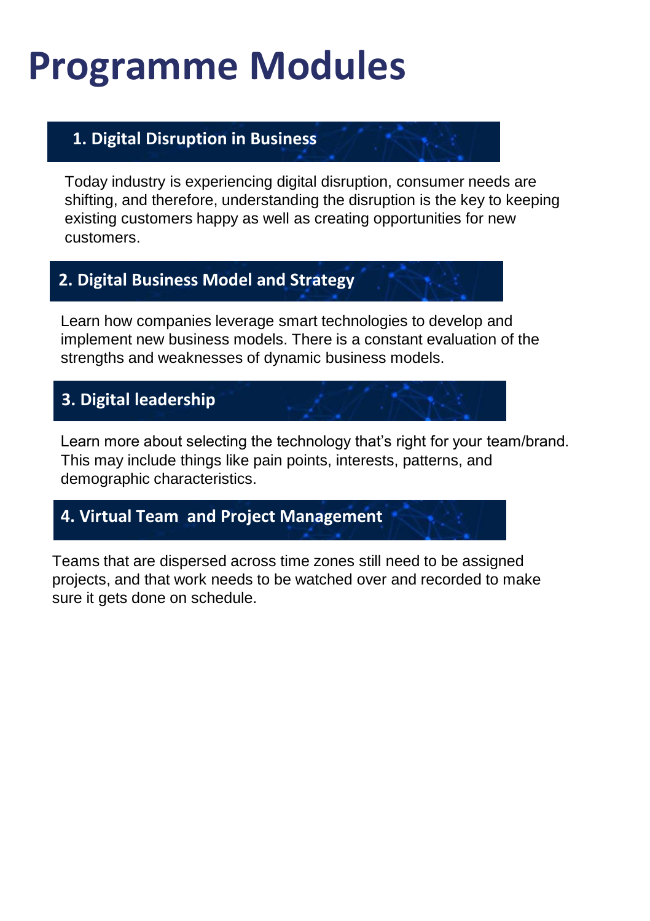# Programme Modules

## 1. Digital Disruption in Business

Today industry is experiencing digital disruption, consumer needs are shifting, and therefore, understanding the disruption is the key to keeping existing customers happy as well as creating opportunities for new customers.

## 2. Digital Business Model and Strategy

Learn how companies leverage smart technologies to develop and implement new business models. There is a constant evaluation of the strengths and weaknesses of dynamic business models.

## 3. Digital leadership

Learn more about selecting the technology that's right for your team/brand. This may include things like pain points, interests, patterns, and demographic characteristics.

## 4. Virtual Team and Project Management

Teams that are dispersed across time zones still need to be assigned projects, and that work needs to be watched over and recorded to make sure it gets done on schedule.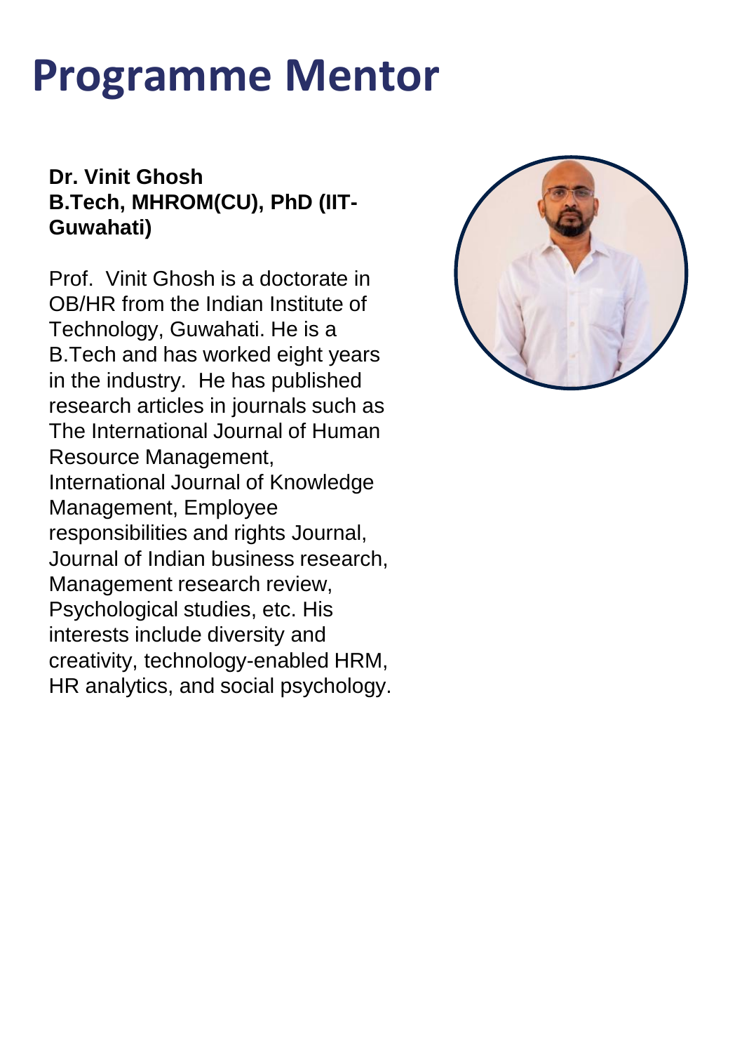# Programme Mentor

**Dr. Vinit Ghosh**
**B.Tech, MHROM(CU), PhD (IIT-Guwahati)**

Prof. Vinit Ghosh is a doctorate in OB/HR from the Indian Institute of Technology, Guwahati. He is a B.Tech and has worked eight years in the industry. He has published research articles in journals such as The International Journal of Human Resource Management, International Journal of Knowledge Management, Employee responsibilities and rights Journal, Journal of Indian business research, Management research review, Psychological studies, etc. His interests include diversity and creativity, technology-enabled HRM, HR analytics, and social psychology.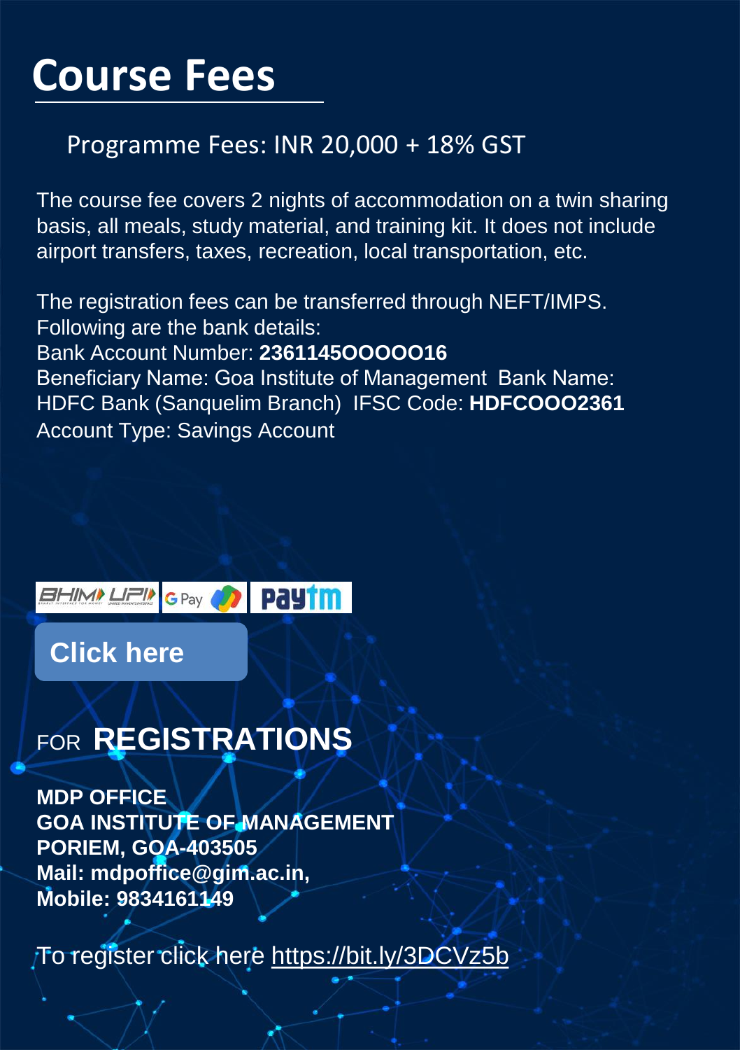# Course Fees

Programme Fees: INR 20,000 + 18% GST

The course fee covers 2 nights of accommodation on a twin sharing basis, all meals, study material, and training kit. It does not include airport transfers, taxes, recreation, local transportation, etc.

The registration fees can be transferred through NEFT/IMPS.
Following are the bank details:
Bank Account Number: **2361145OOOOO16**
Beneficiary Name: Goa Institute of Management Bank Name: HDFC Bank (Sanquelim Branch) IFSC Code: **HDFCOOO2361**
Account Type: Savings Account

Click here

FOR **REGISTRATIONS**

**MDP OFFICE**
**GOA INSTITUTE OF MANAGEMENT**
**PORIEM, GOA-403505**
**Mail: mdpoffice@gim.ac.in,**
**Mobile: 9834161149**

To register click here https://bit.ly/3DCVz5b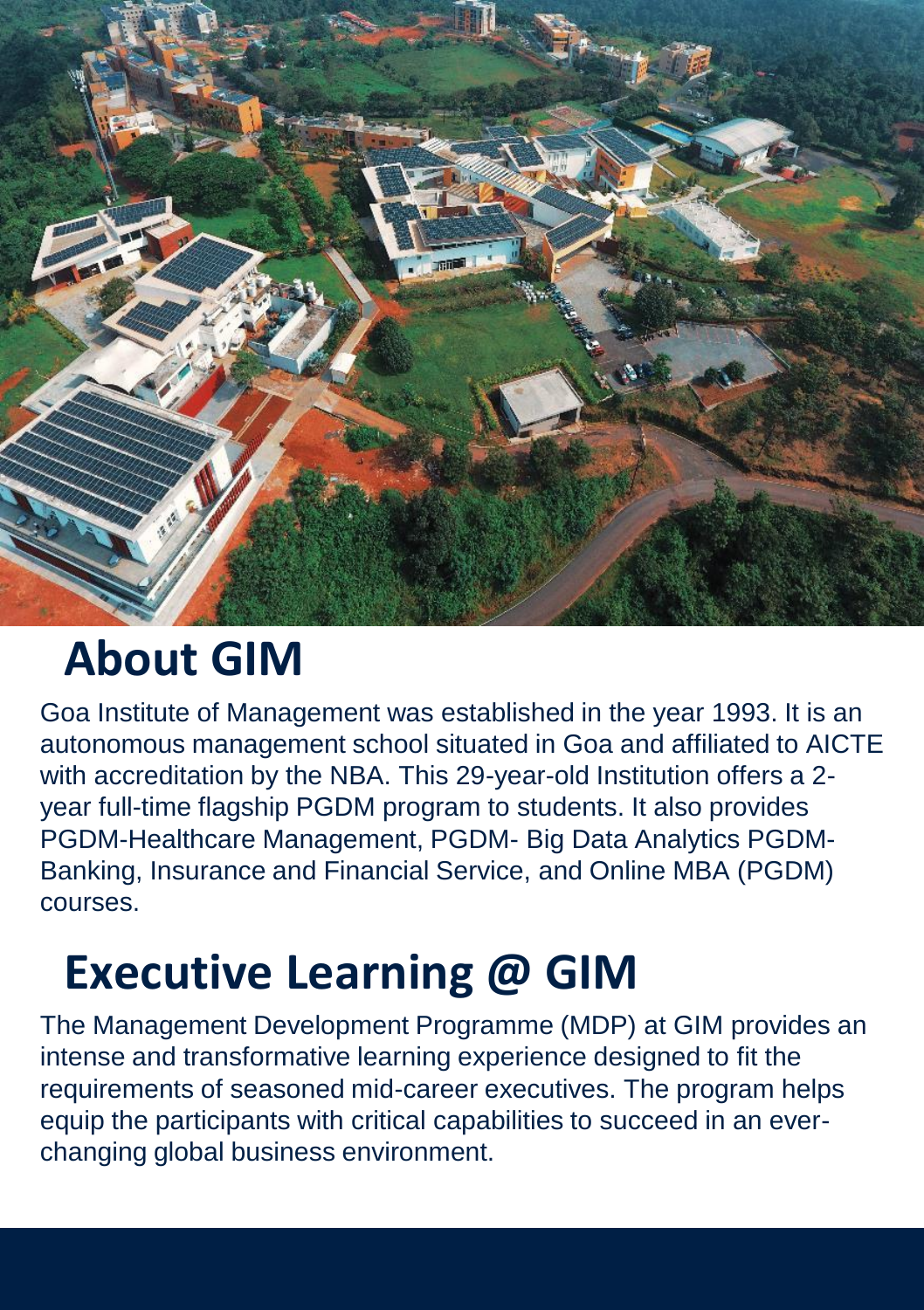# About GIM

Goa Institute of Management was established in the year 1993. It is an autonomous management school situated in Goa and affiliated to AICTE with accreditation by the NBA. This 29-year-old Institution offers a 2-year full-time flagship PGDM program to students. It also provides PGDM-Healthcare Management, PGDM- Big Data Analytics PGDM-Banking, Insurance and Financial Service, and Online MBA (PGDM) courses.

# Executive Learning @ GIM

The Management Development Programme (MDP) at GIM provides an intense and transformative learning experience designed to fit the requirements of seasoned mid-career executives. The program helps equip the participants with critical capabilities to succeed in an ever-changing global business environment.